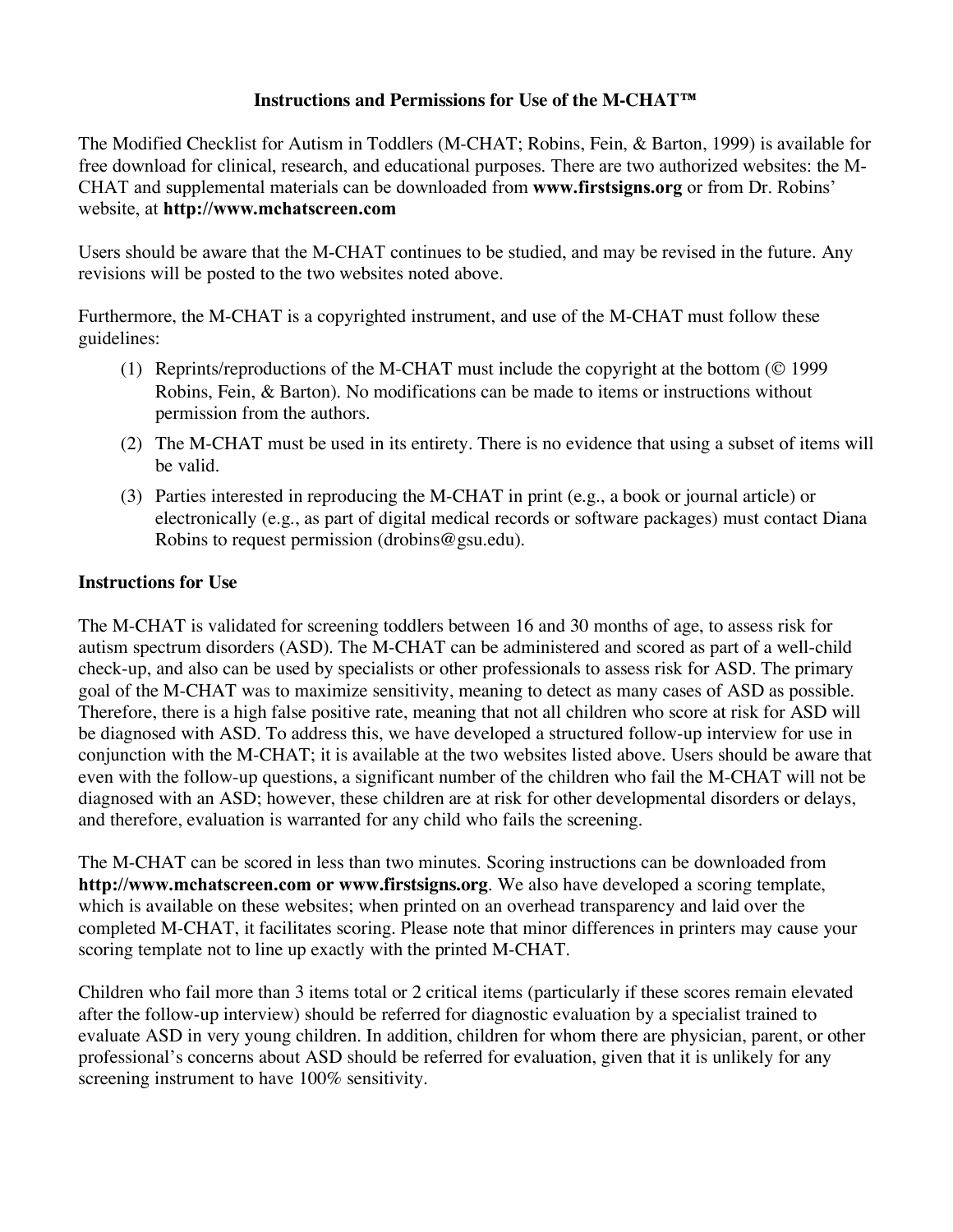# Instructions and Permissions for Use of the M-CHAT™

The Modified Checklist for Autism in Toddlers (M-CHAT; Robins, Fein, & Barton, 1999) is available for free download for clinical, research, and educational purposes. There are two authorized websites: the M-CHAT and supplemental materials can be downloaded from **www.firstsigns.org** or from Dr. Robins' website, at **http://www.mchatscreen.com**

Users should be aware that the M-CHAT continues to be studied, and may be revised in the future. Any revisions will be posted to the two websites noted above.

Furthermore, the M-CHAT is a copyrighted instrument, and use of the M-CHAT must follow these guidelines:

(1) Reprints/reproductions of the M-CHAT must include the copyright at the bottom (© 1999 Robins, Fein, & Barton). No modifications can be made to items or instructions without permission from the authors.

(2) The M-CHAT must be used in its entirety. There is no evidence that using a subset of items will be valid.

(3) Parties interested in reproducing the M-CHAT in print (e.g., a book or journal article) or electronically (e.g., as part of digital medical records or software packages) must contact Diana Robins to request permission (drobins@gsu.edu).

## Instructions for Use

The M-CHAT is validated for screening toddlers between 16 and 30 months of age, to assess risk for autism spectrum disorders (ASD). The M-CHAT can be administered and scored as part of a well-child check-up, and also can be used by specialists or other professionals to assess risk for ASD. The primary goal of the M-CHAT was to maximize sensitivity, meaning to detect as many cases of ASD as possible. Therefore, there is a high false positive rate, meaning that not all children who score at risk for ASD will be diagnosed with ASD. To address this, we have developed a structured follow-up interview for use in conjunction with the M-CHAT; it is available at the two websites listed above. Users should be aware that even with the follow-up questions, a significant number of the children who fail the M-CHAT will not be diagnosed with an ASD; however, these children are at risk for other developmental disorders or delays, and therefore, evaluation is warranted for any child who fails the screening.

The M-CHAT can be scored in less than two minutes. Scoring instructions can be downloaded from **http://www.mchatscreen.com or www.firstsigns.org**. We also have developed a scoring template, which is available on these websites; when printed on an overhead transparency and laid over the completed M-CHAT, it facilitates scoring. Please note that minor differences in printers may cause your scoring template not to line up exactly with the printed M-CHAT.

Children who fail more than 3 items total or 2 critical items (particularly if these scores remain elevated after the follow-up interview) should be referred for diagnostic evaluation by a specialist trained to evaluate ASD in very young children. In addition, children for whom there are physician, parent, or other professional's concerns about ASD should be referred for evaluation, given that it is unlikely for any screening instrument to have 100% sensitivity.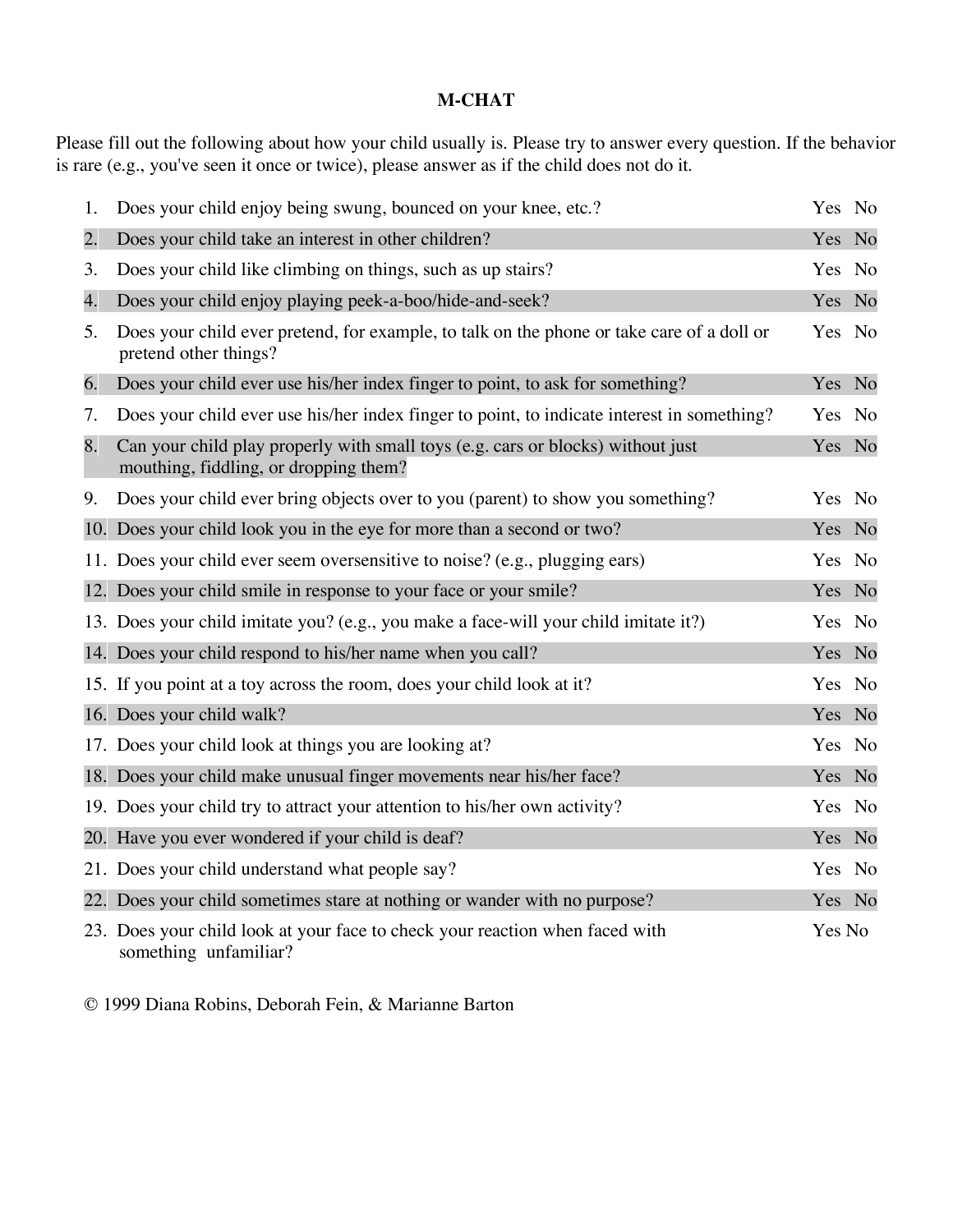# M-CHAT

Please fill out the following about how your child usually is. Please try to answer every question. If the behavior is rare (e.g., you've seen it once or twice), please answer as if the child does not do it.

| | | |
|---|---|---|
| 1. | Does your child enjoy being swung, bounced on your knee, etc.? | Yes No |
| 2. | Does your child take an interest in other children? | Yes No |
| 3. | Does your child like climbing on things, such as up stairs? | Yes No |
| 4. | Does your child enjoy playing peek-a-boo/hide-and-seek? | Yes No |
| 5. | Does your child ever pretend, for example, to talk on the phone or take care of a doll or pretend other things? | Yes No |
| 6. | Does your child ever use his/her index finger to point, to ask for something? | Yes No |
| 7. | Does your child ever use his/her index finger to point, to indicate interest in something? | Yes No |
| 8. | Can your child play properly with small toys (e.g. cars or blocks) without just mouthing, fiddling, or dropping them? | Yes No |
| 9. | Does your child ever bring objects over to you (parent) to show you something? | Yes No |
| 10. | Does your child look you in the eye for more than a second or two? | Yes No |
| 11. | Does your child ever seem oversensitive to noise? (e.g., plugging ears) | Yes No |
| 12. | Does your child smile in response to your face or your smile? | Yes No |
| 13. | Does your child imitate you? (e.g., you make a face-will your child imitate it?) | Yes No |
| 14. | Does your child respond to his/her name when you call? | Yes No |
| 15. | If you point at a toy across the room, does your child look at it? | Yes No |
| 16. | Does your child walk? | Yes No |
| 17. | Does your child look at things you are looking at? | Yes No |
| 18. | Does your child make unusual finger movements near his/her face? | Yes No |
| 19. | Does your child try to attract your attention to his/her own activity? | Yes No |
| 20. | Have you ever wondered if your child is deaf? | Yes No |
| 21. | Does your child understand what people say? | Yes No |
| 22. | Does your child sometimes stare at nothing or wander with no purpose? | Yes No |
| 23. | Does your child look at your face to check your reaction when faced with something unfamiliar? | Yes No |

© 1999 Diana Robins, Deborah Fein, & Marianne Barton